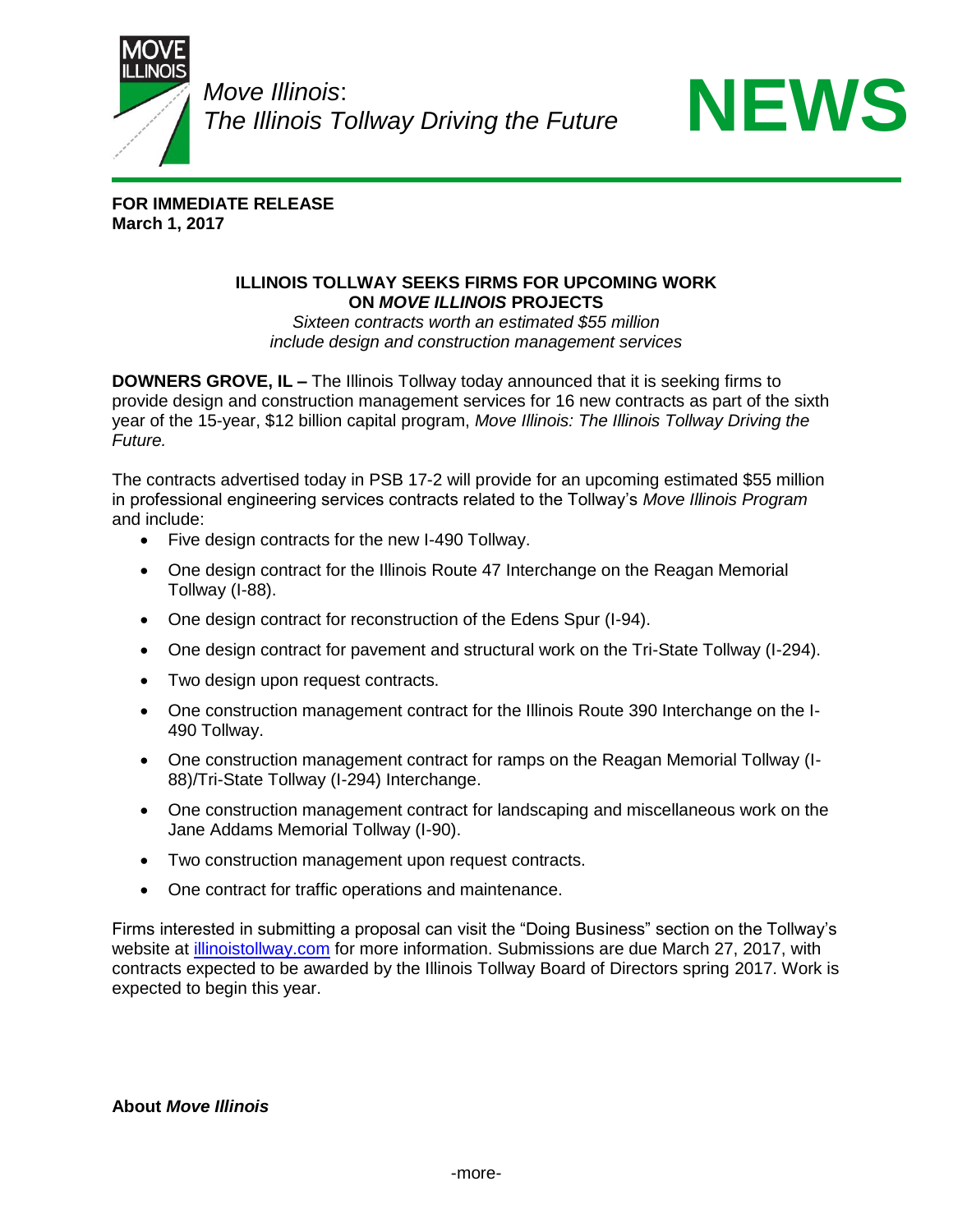*Move Illinois*:
*The Illinois Tollway Driving the Future*

# NEWS

**FOR IMMEDIATE RELEASE**
**March 1, 2017**

## ILLINOIS TOLLWAY SEEKS FIRMS FOR UPCOMING WORK ON *MOVE ILLINOIS* PROJECTS

*Sixteen contracts worth an estimated $55 million include design and construction management services*

**DOWNERS GROVE, IL –** The Illinois Tollway today announced that it is seeking firms to provide design and construction management services for 16 new contracts as part of the sixth year of the 15-year, $12 billion capital program, *Move Illinois: The Illinois Tollway Driving the Future.*

The contracts advertised today in PSB 17-2 will provide for an upcoming estimated $55 million in professional engineering services contracts related to the Tollway's *Move Illinois Program* and include:

- Five design contracts for the new I-490 Tollway.
- One design contract for the Illinois Route 47 Interchange on the Reagan Memorial Tollway (I-88).
- One design contract for reconstruction of the Edens Spur (I-94).
- One design contract for pavement and structural work on the Tri-State Tollway (I-294).
- Two design upon request contracts.
- One construction management contract for the Illinois Route 390 Interchange on the I-490 Tollway.
- One construction management contract for ramps on the Reagan Memorial Tollway (I-88)/Tri-State Tollway (I-294) Interchange.
- One construction management contract for landscaping and miscellaneous work on the Jane Addams Memorial Tollway (I-90).
- Two construction management upon request contracts.
- One contract for traffic operations and maintenance.

Firms interested in submitting a proposal can visit the "Doing Business" section on the Tollway's website at illinoistollway.com for more information. Submissions are due March 27, 2017, with contracts expected to be awarded by the Illinois Tollway Board of Directors spring 2017. Work is expected to begin this year.

**About *Move Illinois***

-more-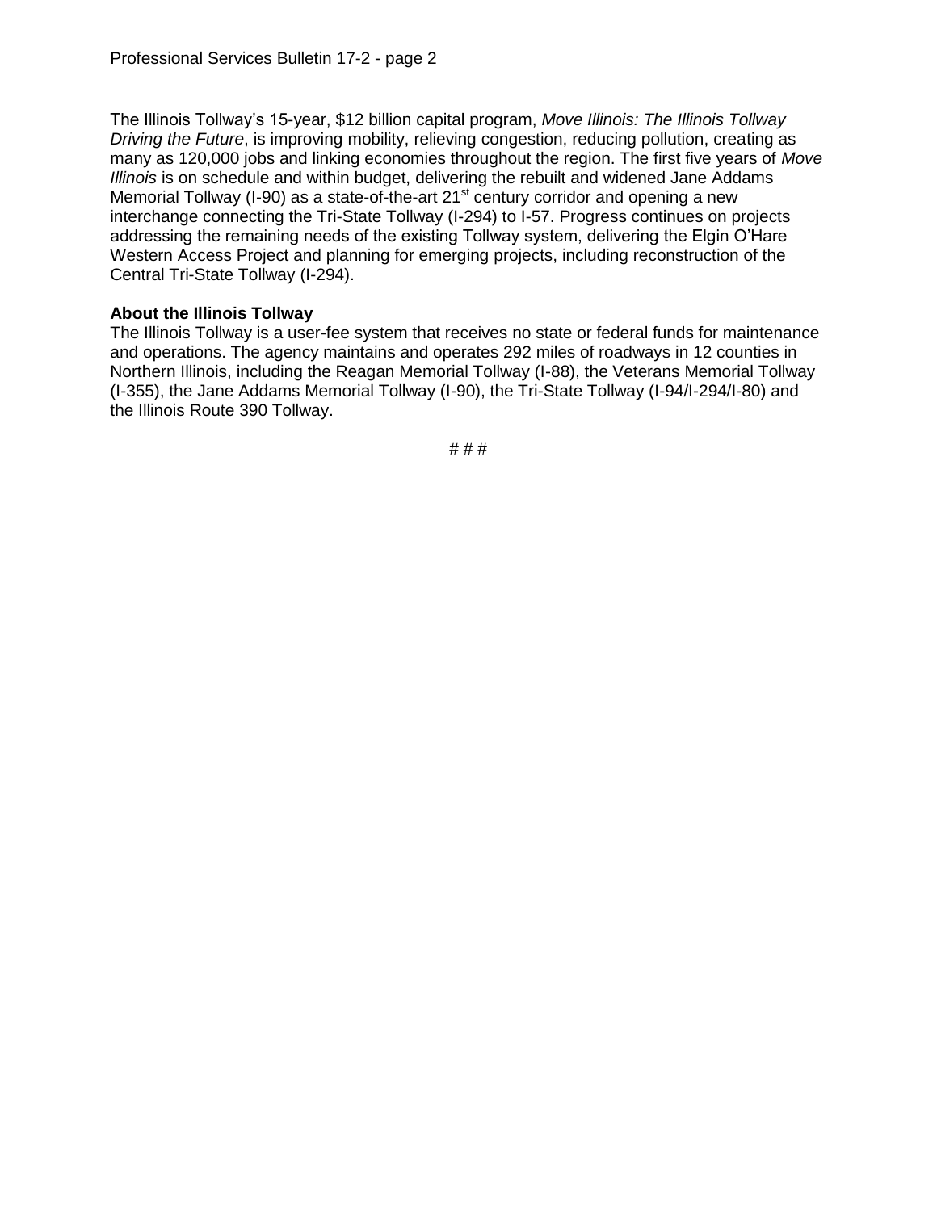The Illinois Tollway's 15-year, $12 billion capital program, *Move Illinois: The Illinois Tollway Driving the Future*, is improving mobility, relieving congestion, reducing pollution, creating as many as 120,000 jobs and linking economies throughout the region. The first five years of *Move Illinois* is on schedule and within budget, delivering the rebuilt and widened Jane Addams Memorial Tollway (I-90) as a state-of-the-art 21st century corridor and opening a new interchange connecting the Tri-State Tollway (I-294) to I-57. Progress continues on projects addressing the remaining needs of the existing Tollway system, delivering the Elgin O'Hare Western Access Project and planning for emerging projects, including reconstruction of the Central Tri-State Tollway (I-294).

**About the Illinois Tollway**

The Illinois Tollway is a user-fee system that receives no state or federal funds for maintenance and operations. The agency maintains and operates 292 miles of roadways in 12 counties in Northern Illinois, including the Reagan Memorial Tollway (I-88), the Veterans Memorial Tollway (I-355), the Jane Addams Memorial Tollway (I-90), the Tri-State Tollway (I-94/I-294/I-80) and the Illinois Route 390 Tollway.

# # #